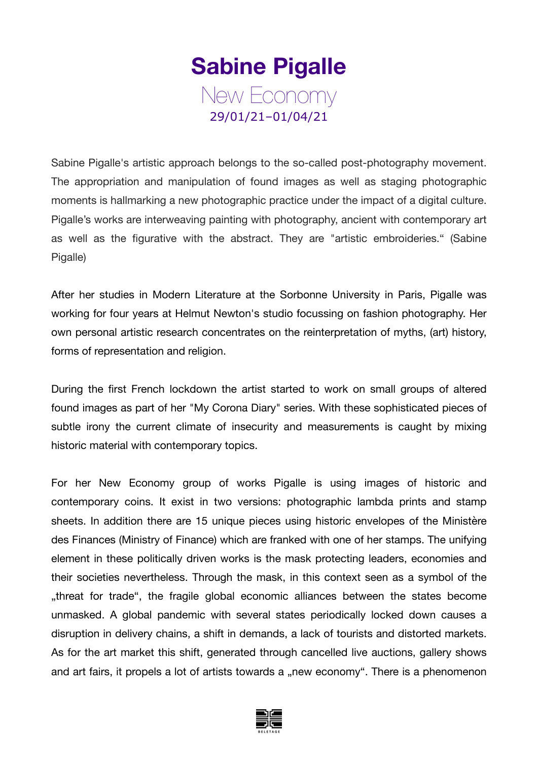# Sabine Pigalle

## New Economy

29/01/21–01/04/21

Sabine Pigalle's artistic approach belongs to the so-called post-photography movement. The appropriation and manipulation of found images as well as staging photographic moments is hallmarking a new photographic practice under the impact of a digital culture. Pigalle's works are interweaving painting with photography, ancient with contemporary art as well as the figurative with the abstract. They are "artistic embroideries." (Sabine Pigalle)

After her studies in Modern Literature at the Sorbonne University in Paris, Pigalle was working for four years at Helmut Newton's studio focussing on fashion photography. Her own personal artistic research concentrates on the reinterpretation of myths, (art) history, forms of representation and religion.

During the first French lockdown the artist started to work on small groups of altered found images as part of her "My Corona Diary" series. With these sophisticated pieces of subtle irony the current climate of insecurity and measurements is caught by mixing historic material with contemporary topics.

For her New Economy group of works Pigalle is using images of historic and contemporary coins. It exist in two versions: photographic lambda prints and stamp sheets. In addition there are 15 unique pieces using historic envelopes of the Ministère des Finances (Ministry of Finance) which are franked with one of her stamps. The unifying element in these politically driven works is the mask protecting leaders, economies and their societies nevertheless. Through the mask, in this context seen as a symbol of the „threat for trade", the fragile global economic alliances between the states become unmasked. A global pandemic with several states periodically locked down causes a disruption in delivery chains, a shift in demands, a lack of tourists and distorted markets. As for the art market this shift, generated through cancelled live auctions, gallery shows and art fairs, it propels a lot of artists towards a „new economy". There is a phenomenon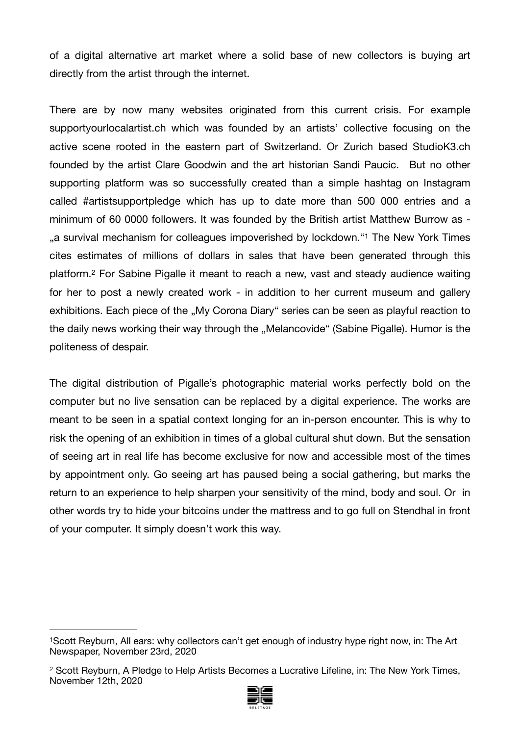of a digital alternative art market where a solid base of new collectors is buying art directly from the artist through the internet.

There are by now many websites originated from this current crisis. For example supportyourlocalartist.ch which was founded by an artists' collective focusing on the active scene rooted in the eastern part of Switzerland. Or Zurich based StudioK3.ch founded by the artist Clare Goodwin and the art historian Sandi Paucic. But no other supporting platform was so successfully created than a simple hashtag on Instagram called #artistsupportpledge which has up to date more than 500 000 entries and a minimum of 60 0000 followers. It was founded by the British artist Matthew Burrow as - „a survival mechanism for colleagues impoverished by lockdown."[1] The New York Times cites estimates of millions of dollars in sales that have been generated through this platform.[2] For Sabine Pigalle it meant to reach a new, vast and steady audience waiting for her to post a newly created work - in addition to her current museum and gallery exhibitions. Each piece of the „My Corona Diary" series can be seen as playful reaction to the daily news working their way through the „Melancovide" (Sabine Pigalle). Humor is the politeness of despair.

The digital distribution of Pigalle's photographic material works perfectly bold on the computer but no live sensation can be replaced by a digital experience. The works are meant to be seen in a spatial context longing for an in-person encounter. This is why to risk the opening of an exhibition in times of a global cultural shut down. But the sensation of seeing art in real life has become exclusive for now and accessible most of the times by appointment only. Go seeing art has paused being a social gathering, but marks the return to an experience to help sharpen your sensitivity of the mind, body and soul. Or in other words try to hide your bitcoins under the mattress and to go full on Stendhal in front of your computer. It simply doesn't work this way.

---

[1] Scott Reyburn, All ears: why collectors can't get enough of industry hype right now, in: The Art Newspaper, November 23rd, 2020

[2] Scott Reyburn, A Pledge to Help Artists Becomes a Lucrative Lifeline, in: The New York Times, November 12th, 2020